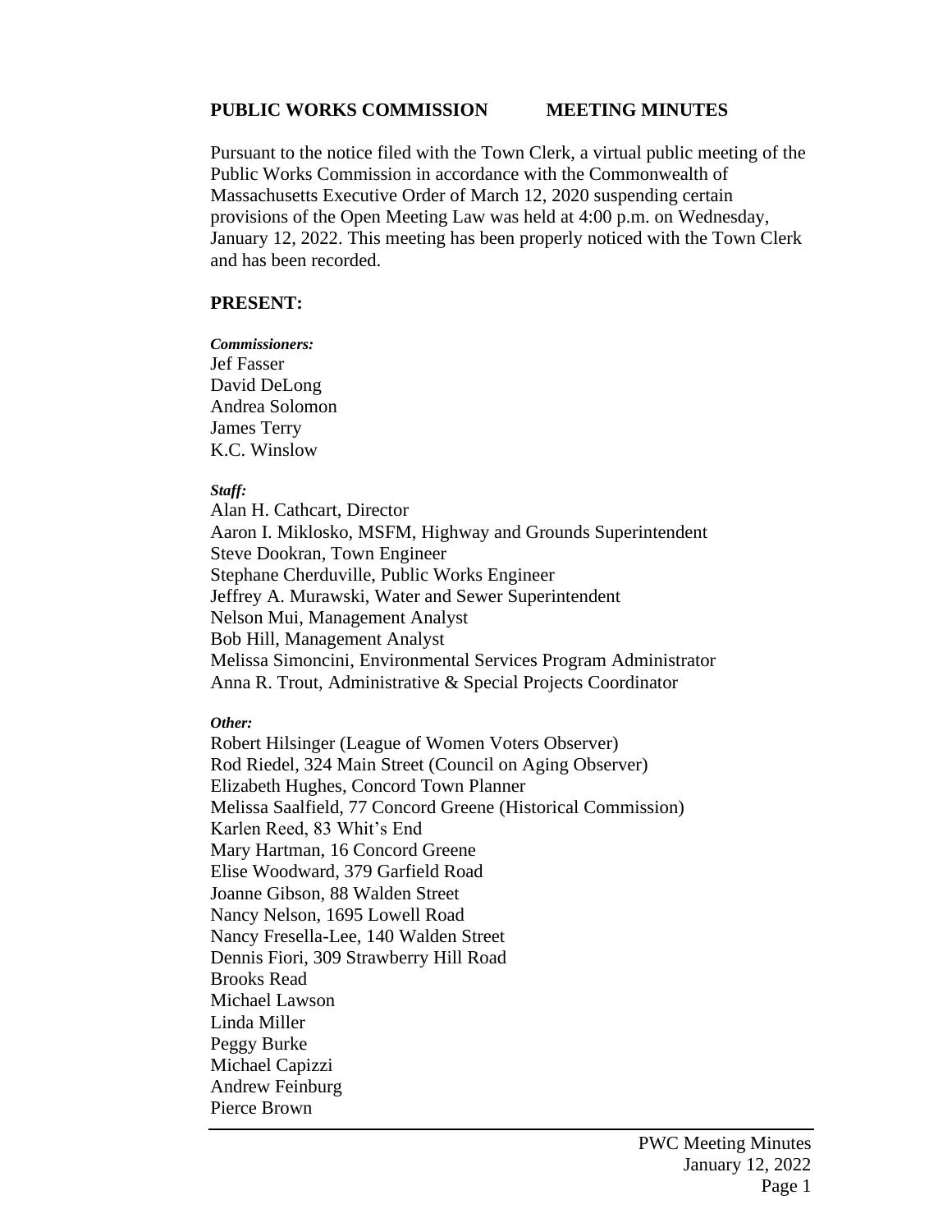**PUBLIC WORKS COMMISSION MEETING MINUTES**

Pursuant to the notice filed with the Town Clerk, a virtual public meeting of the Public Works Commission in accordance with the Commonwealth of Massachusetts Executive Order of March 12, 2020 suspending certain provisions of the Open Meeting Law was held at 4:00 p.m. on Wednesday, January 12, 2022. This meeting has been properly noticed with the Town Clerk and has been recorded.

**PRESENT:**

***Commissioners:***
Jef Fasser
David DeLong
Andrea Solomon
James Terry
K.C. Winslow

***Staff:***
Alan H. Cathcart, Director
Aaron I. Miklosko, MSFM, Highway and Grounds Superintendent
Steve Dookran, Town Engineer
Stephane Cherduville, Public Works Engineer
Jeffrey A. Murawski, Water and Sewer Superintendent
Nelson Mui, Management Analyst
Bob Hill, Management Analyst
Melissa Simoncini, Environmental Services Program Administrator
Anna R. Trout, Administrative & Special Projects Coordinator

***Other:***
Robert Hilsinger (League of Women Voters Observer)
Rod Riedel, 324 Main Street (Council on Aging Observer)
Elizabeth Hughes, Concord Town Planner
Melissa Saalfield, 77 Concord Greene (Historical Commission)
Karlen Reed, 83 Whit's End
Mary Hartman, 16 Concord Greene
Elise Woodward, 379 Garfield Road
Joanne Gibson, 88 Walden Street
Nancy Nelson, 1695 Lowell Road
Nancy Fresella-Lee, 140 Walden Street
Dennis Fiori, 309 Strawberry Hill Road
Brooks Read
Michael Lawson
Linda Miller
Peggy Burke
Michael Capizzi
Andrew Feinburg
Pierce Brown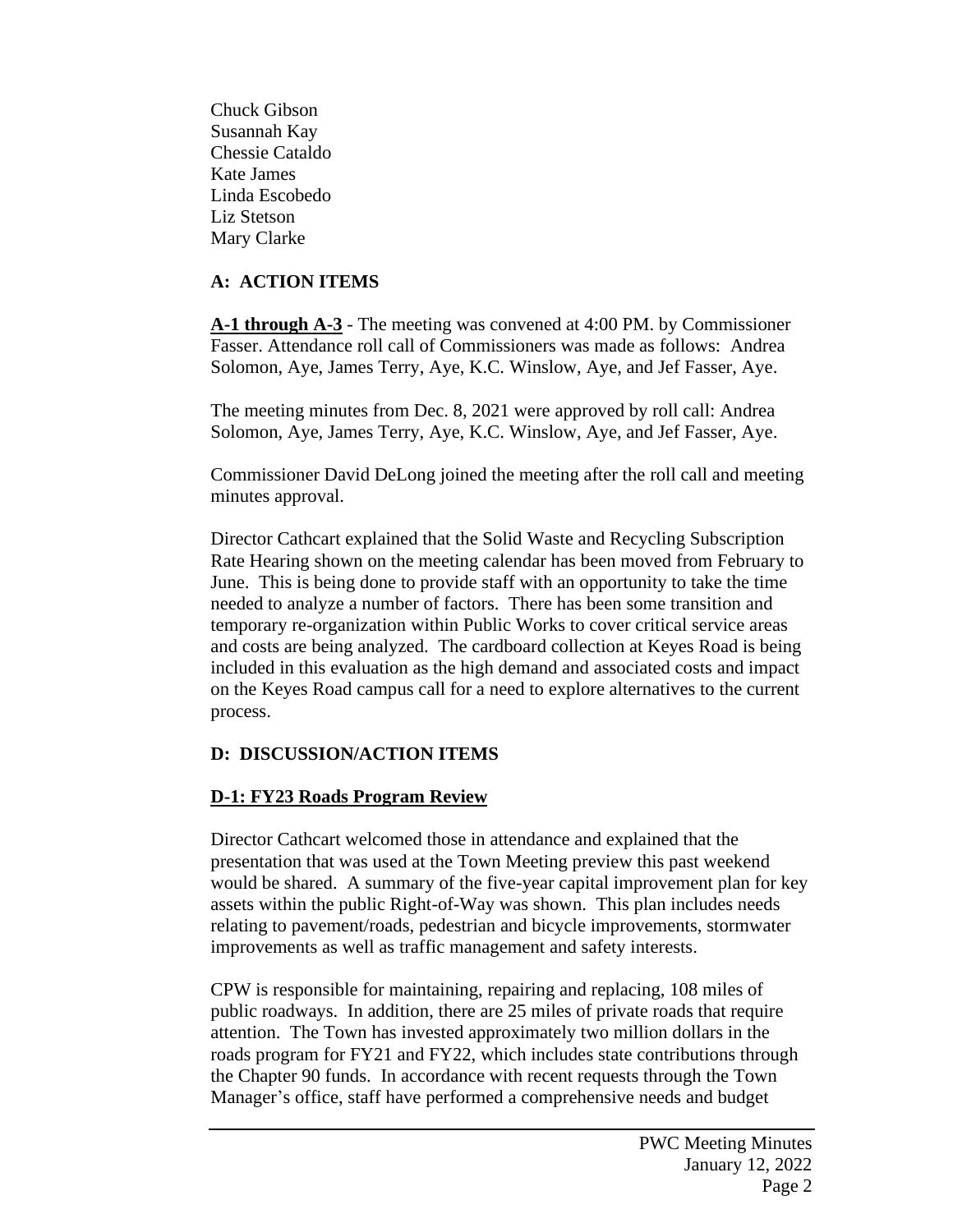Chuck Gibson
Susannah Kay
Chessie Cataldo
Kate James
Linda Escobedo
Liz Stetson
Mary Clarke

## A: ACTION ITEMS

**A-1 through A-3** - The meeting was convened at 4:00 PM. by Commissioner Fasser. Attendance roll call of Commissioners was made as follows: Andrea Solomon, Aye, James Terry, Aye, K.C. Winslow, Aye, and Jef Fasser, Aye.

The meeting minutes from Dec. 8, 2021 were approved by roll call: Andrea Solomon, Aye, James Terry, Aye, K.C. Winslow, Aye, and Jef Fasser, Aye.

Commissioner David DeLong joined the meeting after the roll call and meeting minutes approval.

Director Cathcart explained that the Solid Waste and Recycling Subscription Rate Hearing shown on the meeting calendar has been moved from February to June. This is being done to provide staff with an opportunity to take the time needed to analyze a number of factors. There has been some transition and temporary re-organization within Public Works to cover critical service areas and costs are being analyzed. The cardboard collection at Keyes Road is being included in this evaluation as the high demand and associated costs and impact on the Keyes Road campus call for a need to explore alternatives to the current process.

## D: DISCUSSION/ACTION ITEMS

### D-1: FY23 Roads Program Review

Director Cathcart welcomed those in attendance and explained that the presentation that was used at the Town Meeting preview this past weekend would be shared. A summary of the five-year capital improvement plan for key assets within the public Right-of-Way was shown. This plan includes needs relating to pavement/roads, pedestrian and bicycle improvements, stormwater improvements as well as traffic management and safety interests.

CPW is responsible for maintaining, repairing and replacing, 108 miles of public roadways. In addition, there are 25 miles of private roads that require attention. The Town has invested approximately two million dollars in the roads program for FY21 and FY22, which includes state contributions through the Chapter 90 funds. In accordance with recent requests through the Town Manager's office, staff have performed a comprehensive needs and budget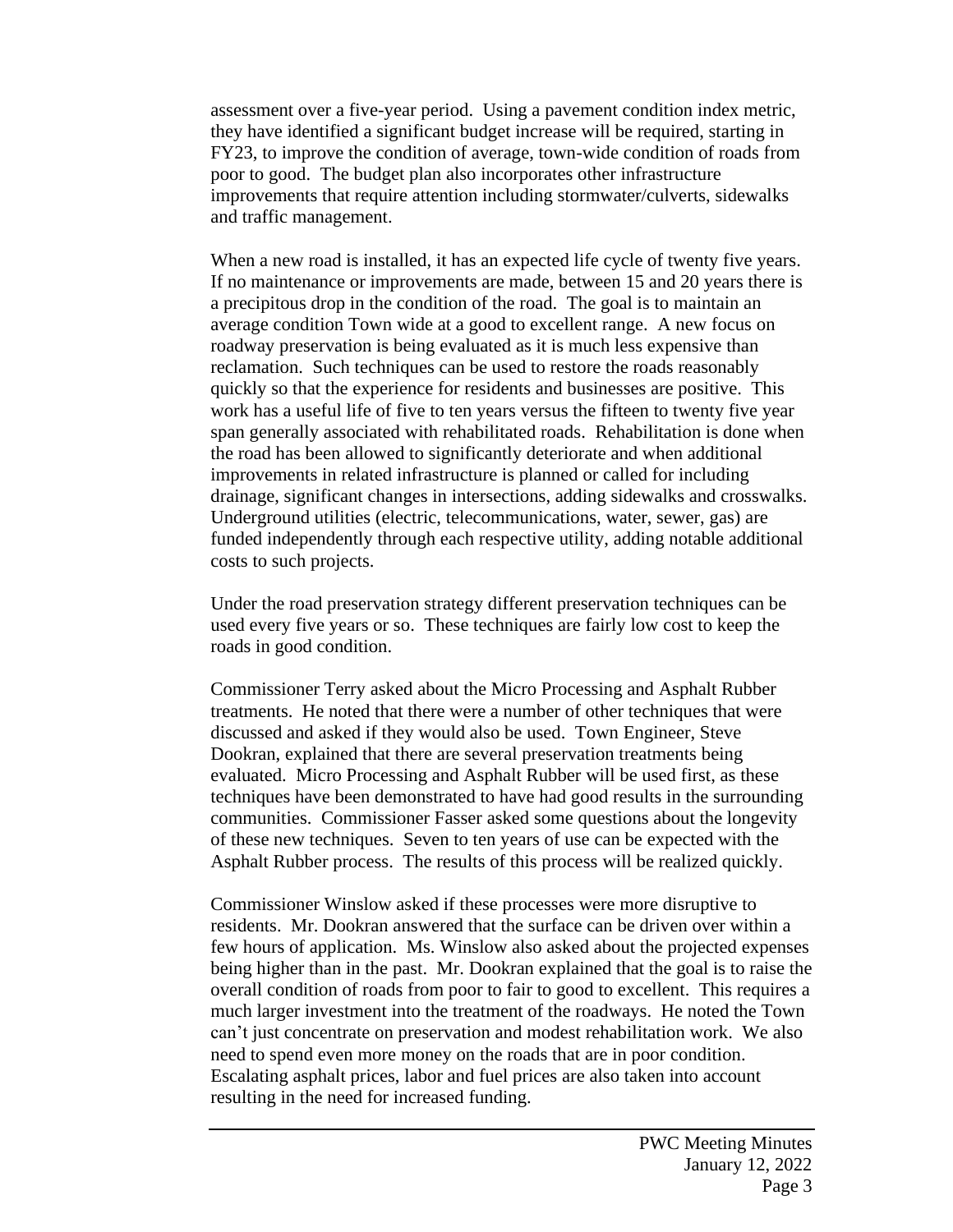assessment over a five-year period. Using a pavement condition index metric, they have identified a significant budget increase will be required, starting in FY23, to improve the condition of average, town-wide condition of roads from poor to good. The budget plan also incorporates other infrastructure improvements that require attention including stormwater/culverts, sidewalks and traffic management.

When a new road is installed, it has an expected life cycle of twenty five years. If no maintenance or improvements are made, between 15 and 20 years there is a precipitous drop in the condition of the road. The goal is to maintain an average condition Town wide at a good to excellent range. A new focus on roadway preservation is being evaluated as it is much less expensive than reclamation. Such techniques can be used to restore the roads reasonably quickly so that the experience for residents and businesses are positive. This work has a useful life of five to ten years versus the fifteen to twenty five year span generally associated with rehabilitated roads. Rehabilitation is done when the road has been allowed to significantly deteriorate and when additional improvements in related infrastructure is planned or called for including drainage, significant changes in intersections, adding sidewalks and crosswalks. Underground utilities (electric, telecommunications, water, sewer, gas) are funded independently through each respective utility, adding notable additional costs to such projects.

Under the road preservation strategy different preservation techniques can be used every five years or so. These techniques are fairly low cost to keep the roads in good condition.

Commissioner Terry asked about the Micro Processing and Asphalt Rubber treatments. He noted that there were a number of other techniques that were discussed and asked if they would also be used. Town Engineer, Steve Dookran, explained that there are several preservation treatments being evaluated. Micro Processing and Asphalt Rubber will be used first, as these techniques have been demonstrated to have had good results in the surrounding communities. Commissioner Fasser asked some questions about the longevity of these new techniques. Seven to ten years of use can be expected with the Asphalt Rubber process. The results of this process will be realized quickly.

Commissioner Winslow asked if these processes were more disruptive to residents. Mr. Dookran answered that the surface can be driven over within a few hours of application. Ms. Winslow also asked about the projected expenses being higher than in the past. Mr. Dookran explained that the goal is to raise the overall condition of roads from poor to fair to good to excellent. This requires a much larger investment into the treatment of the roadways. He noted the Town can't just concentrate on preservation and modest rehabilitation work. We also need to spend even more money on the roads that are in poor condition. Escalating asphalt prices, labor and fuel prices are also taken into account resulting in the need for increased funding.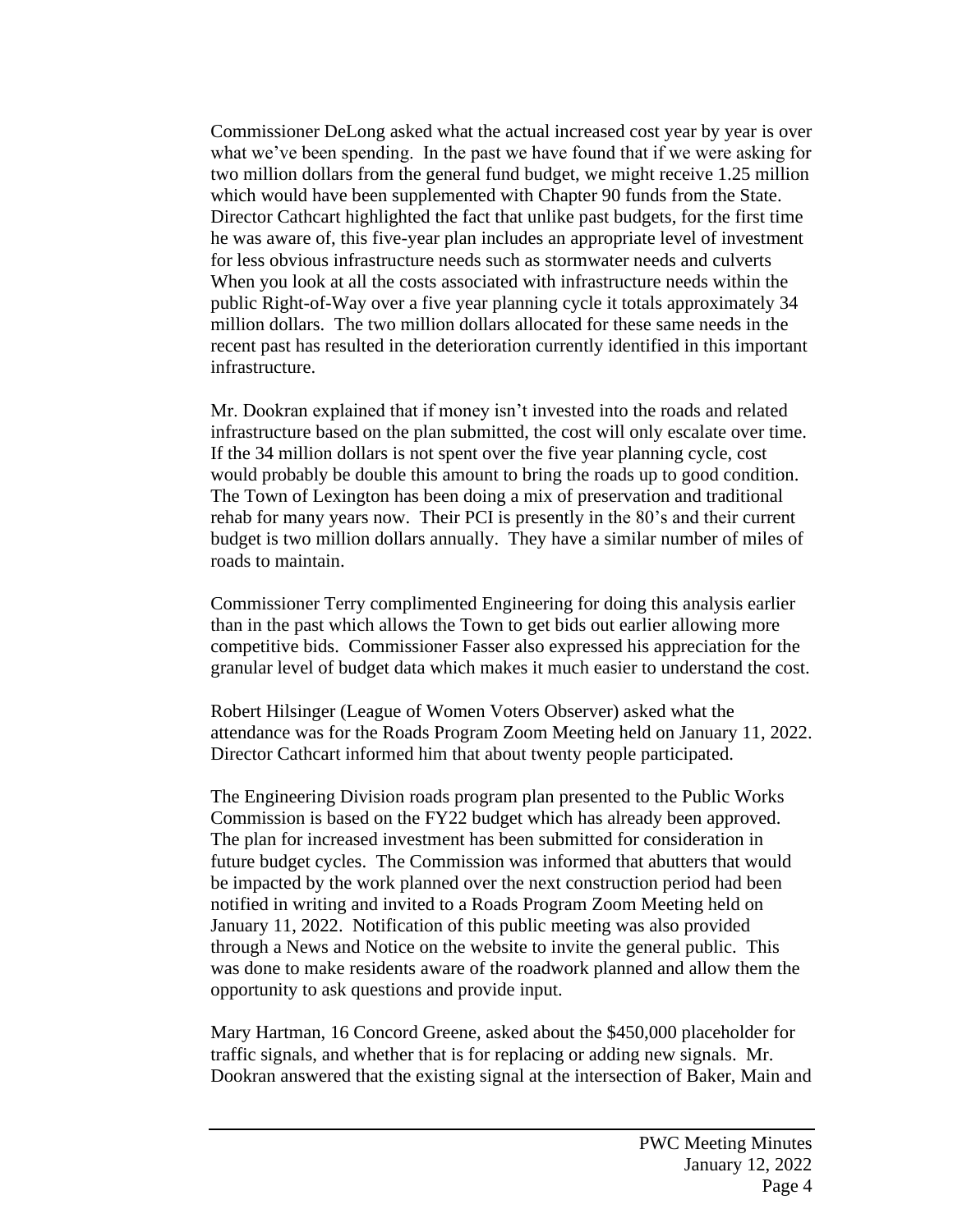Commissioner DeLong asked what the actual increased cost year by year is over what we've been spending. In the past we have found that if we were asking for two million dollars from the general fund budget, we might receive 1.25 million which would have been supplemented with Chapter 90 funds from the State. Director Cathcart highlighted the fact that unlike past budgets, for the first time he was aware of, this five-year plan includes an appropriate level of investment for less obvious infrastructure needs such as stormwater needs and culverts When you look at all the costs associated with infrastructure needs within the public Right-of-Way over a five year planning cycle it totals approximately 34 million dollars. The two million dollars allocated for these same needs in the recent past has resulted in the deterioration currently identified in this important infrastructure.

Mr. Dookran explained that if money isn't invested into the roads and related infrastructure based on the plan submitted, the cost will only escalate over time. If the 34 million dollars is not spent over the five year planning cycle, cost would probably be double this amount to bring the roads up to good condition. The Town of Lexington has been doing a mix of preservation and traditional rehab for many years now. Their PCI is presently in the 80's and their current budget is two million dollars annually. They have a similar number of miles of roads to maintain.

Commissioner Terry complimented Engineering for doing this analysis earlier than in the past which allows the Town to get bids out earlier allowing more competitive bids. Commissioner Fasser also expressed his appreciation for the granular level of budget data which makes it much easier to understand the cost.

Robert Hilsinger (League of Women Voters Observer) asked what the attendance was for the Roads Program Zoom Meeting held on January 11, 2022. Director Cathcart informed him that about twenty people participated.

The Engineering Division roads program plan presented to the Public Works Commission is based on the FY22 budget which has already been approved. The plan for increased investment has been submitted for consideration in future budget cycles. The Commission was informed that abutters that would be impacted by the work planned over the next construction period had been notified in writing and invited to a Roads Program Zoom Meeting held on January 11, 2022. Notification of this public meeting was also provided through a News and Notice on the website to invite the general public. This was done to make residents aware of the roadwork planned and allow them the opportunity to ask questions and provide input.

Mary Hartman, 16 Concord Greene, asked about the $450,000 placeholder for traffic signals, and whether that is for replacing or adding new signals. Mr. Dookran answered that the existing signal at the intersection of Baker, Main and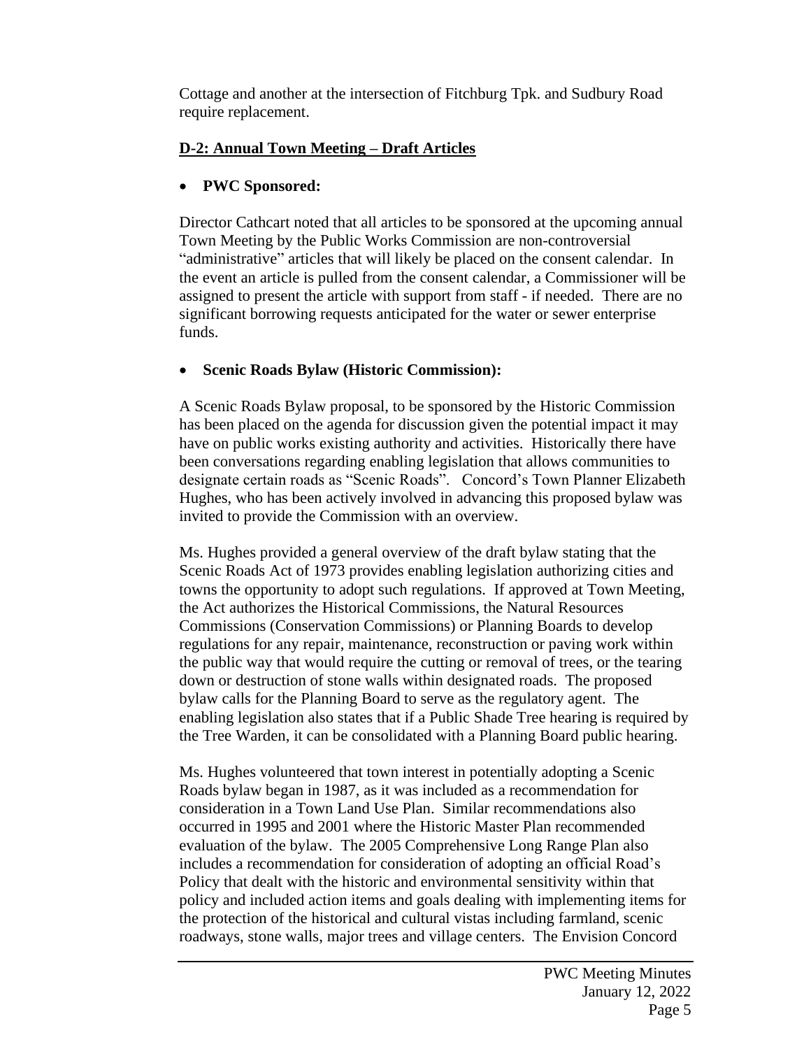Cottage and another at the intersection of Fitchburg Tpk. and Sudbury Road require replacement.

**D-2: Annual Town Meeting – Draft Articles**

- **PWC Sponsored:**

Director Cathcart noted that all articles to be sponsored at the upcoming annual Town Meeting by the Public Works Commission are non-controversial "administrative" articles that will likely be placed on the consent calendar. In the event an article is pulled from the consent calendar, a Commissioner will be assigned to present the article with support from staff - if needed. There are no significant borrowing requests anticipated for the water or sewer enterprise funds.

- **Scenic Roads Bylaw (Historic Commission):**

A Scenic Roads Bylaw proposal, to be sponsored by the Historic Commission has been placed on the agenda for discussion given the potential impact it may have on public works existing authority and activities. Historically there have been conversations regarding enabling legislation that allows communities to designate certain roads as "Scenic Roads". Concord's Town Planner Elizabeth Hughes, who has been actively involved in advancing this proposed bylaw was invited to provide the Commission with an overview.

Ms. Hughes provided a general overview of the draft bylaw stating that the Scenic Roads Act of 1973 provides enabling legislation authorizing cities and towns the opportunity to adopt such regulations. If approved at Town Meeting, the Act authorizes the Historical Commissions, the Natural Resources Commissions (Conservation Commissions) or Planning Boards to develop regulations for any repair, maintenance, reconstruction or paving work within the public way that would require the cutting or removal of trees, or the tearing down or destruction of stone walls within designated roads. The proposed bylaw calls for the Planning Board to serve as the regulatory agent. The enabling legislation also states that if a Public Shade Tree hearing is required by the Tree Warden, it can be consolidated with a Planning Board public hearing.

Ms. Hughes volunteered that town interest in potentially adopting a Scenic Roads bylaw began in 1987, as it was included as a recommendation for consideration in a Town Land Use Plan. Similar recommendations also occurred in 1995 and 2001 where the Historic Master Plan recommended evaluation of the bylaw. The 2005 Comprehensive Long Range Plan also includes a recommendation for consideration of adopting an official Road's Policy that dealt with the historic and environmental sensitivity within that policy and included action items and goals dealing with implementing items for the protection of the historical and cultural vistas including farmland, scenic roadways, stone walls, major trees and village centers. The Envision Concord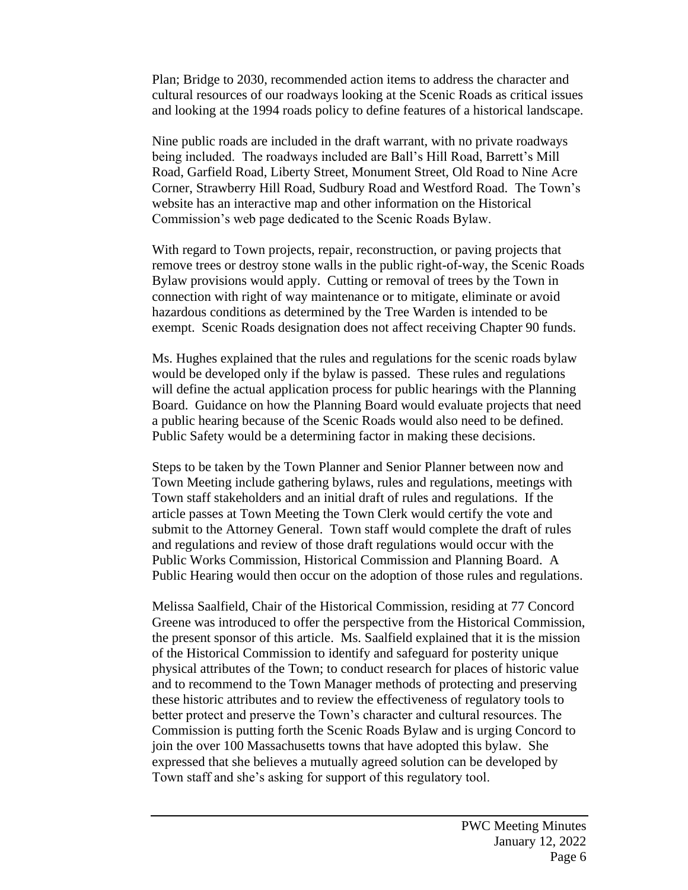Plan; Bridge to 2030, recommended action items to address the character and cultural resources of our roadways looking at the Scenic Roads as critical issues and looking at the 1994 roads policy to define features of a historical landscape.

Nine public roads are included in the draft warrant, with no private roadways being included. The roadways included are Ball's Hill Road, Barrett's Mill Road, Garfield Road, Liberty Street, Monument Street, Old Road to Nine Acre Corner, Strawberry Hill Road, Sudbury Road and Westford Road. The Town's website has an interactive map and other information on the Historical Commission's web page dedicated to the Scenic Roads Bylaw.

With regard to Town projects, repair, reconstruction, or paving projects that remove trees or destroy stone walls in the public right-of-way, the Scenic Roads Bylaw provisions would apply. Cutting or removal of trees by the Town in connection with right of way maintenance or to mitigate, eliminate or avoid hazardous conditions as determined by the Tree Warden is intended to be exempt. Scenic Roads designation does not affect receiving Chapter 90 funds.

Ms. Hughes explained that the rules and regulations for the scenic roads bylaw would be developed only if the bylaw is passed. These rules and regulations will define the actual application process for public hearings with the Planning Board. Guidance on how the Planning Board would evaluate projects that need a public hearing because of the Scenic Roads would also need to be defined. Public Safety would be a determining factor in making these decisions.

Steps to be taken by the Town Planner and Senior Planner between now and Town Meeting include gathering bylaws, rules and regulations, meetings with Town staff stakeholders and an initial draft of rules and regulations. If the article passes at Town Meeting the Town Clerk would certify the vote and submit to the Attorney General. Town staff would complete the draft of rules and regulations and review of those draft regulations would occur with the Public Works Commission, Historical Commission and Planning Board. A Public Hearing would then occur on the adoption of those rules and regulations.

Melissa Saalfield, Chair of the Historical Commission, residing at 77 Concord Greene was introduced to offer the perspective from the Historical Commission, the present sponsor of this article. Ms. Saalfield explained that it is the mission of the Historical Commission to identify and safeguard for posterity unique physical attributes of the Town; to conduct research for places of historic value and to recommend to the Town Manager methods of protecting and preserving these historic attributes and to review the effectiveness of regulatory tools to better protect and preserve the Town's character and cultural resources. The Commission is putting forth the Scenic Roads Bylaw and is urging Concord to join the over 100 Massachusetts towns that have adopted this bylaw. She expressed that she believes a mutually agreed solution can be developed by Town staff and she's asking for support of this regulatory tool.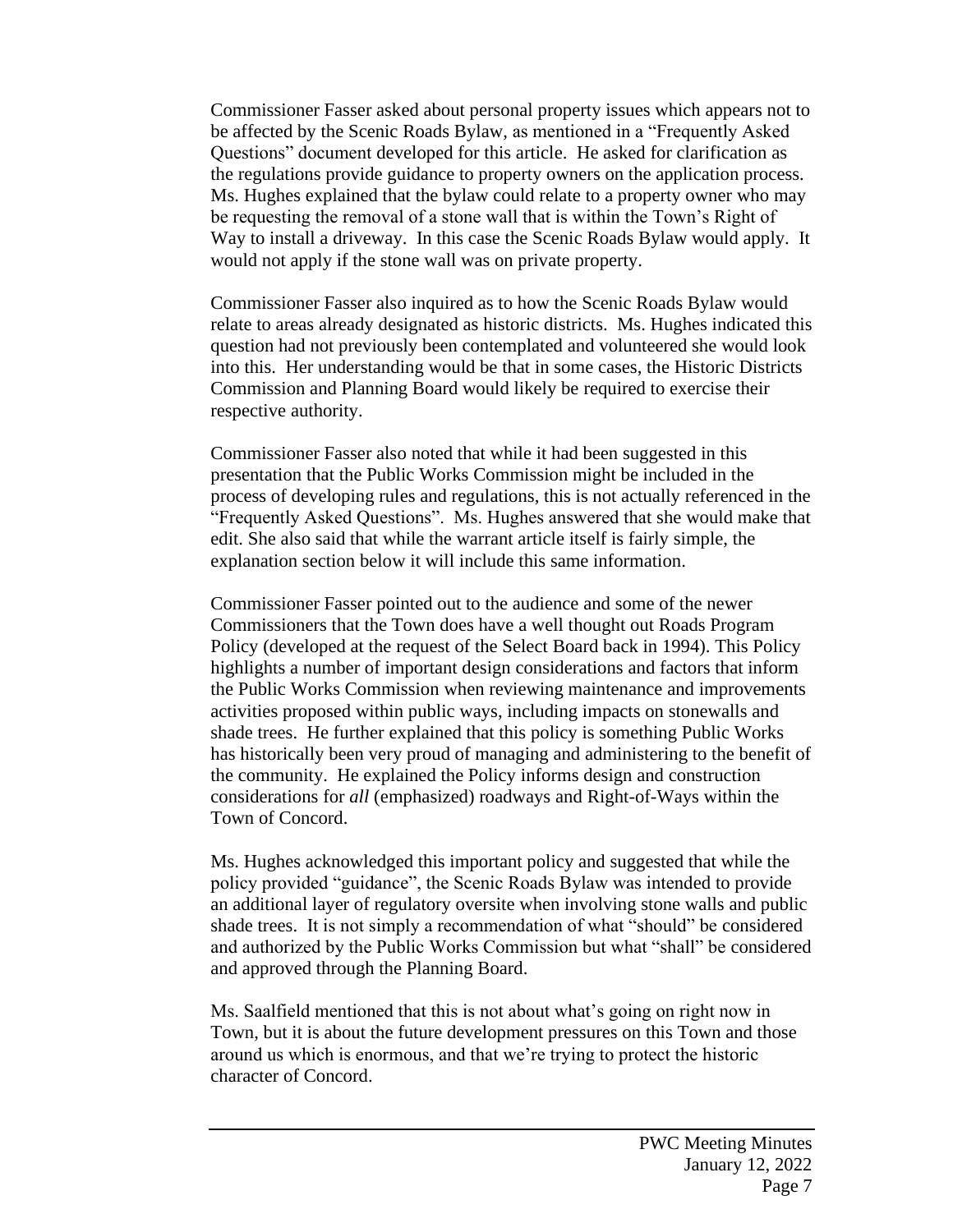Commissioner Fasser asked about personal property issues which appears not to be affected by the Scenic Roads Bylaw, as mentioned in a "Frequently Asked Questions" document developed for this article. He asked for clarification as the regulations provide guidance to property owners on the application process. Ms. Hughes explained that the bylaw could relate to a property owner who may be requesting the removal of a stone wall that is within the Town's Right of Way to install a driveway. In this case the Scenic Roads Bylaw would apply. It would not apply if the stone wall was on private property.

Commissioner Fasser also inquired as to how the Scenic Roads Bylaw would relate to areas already designated as historic districts. Ms. Hughes indicated this question had not previously been contemplated and volunteered she would look into this. Her understanding would be that in some cases, the Historic Districts Commission and Planning Board would likely be required to exercise their respective authority.

Commissioner Fasser also noted that while it had been suggested in this presentation that the Public Works Commission might be included in the process of developing rules and regulations, this is not actually referenced in the "Frequently Asked Questions". Ms. Hughes answered that she would make that edit. She also said that while the warrant article itself is fairly simple, the explanation section below it will include this same information.

Commissioner Fasser pointed out to the audience and some of the newer Commissioners that the Town does have a well thought out Roads Program Policy (developed at the request of the Select Board back in 1994). This Policy highlights a number of important design considerations and factors that inform the Public Works Commission when reviewing maintenance and improvements activities proposed within public ways, including impacts on stonewalls and shade trees. He further explained that this policy is something Public Works has historically been very proud of managing and administering to the benefit of the community. He explained the Policy informs design and construction considerations for *all* (emphasized) roadways and Right-of-Ways within the Town of Concord.

Ms. Hughes acknowledged this important policy and suggested that while the policy provided "guidance", the Scenic Roads Bylaw was intended to provide an additional layer of regulatory oversite when involving stone walls and public shade trees. It is not simply a recommendation of what "should" be considered and authorized by the Public Works Commission but what "shall" be considered and approved through the Planning Board.

Ms. Saalfield mentioned that this is not about what's going on right now in Town, but it is about the future development pressures on this Town and those around us which is enormous, and that we're trying to protect the historic character of Concord.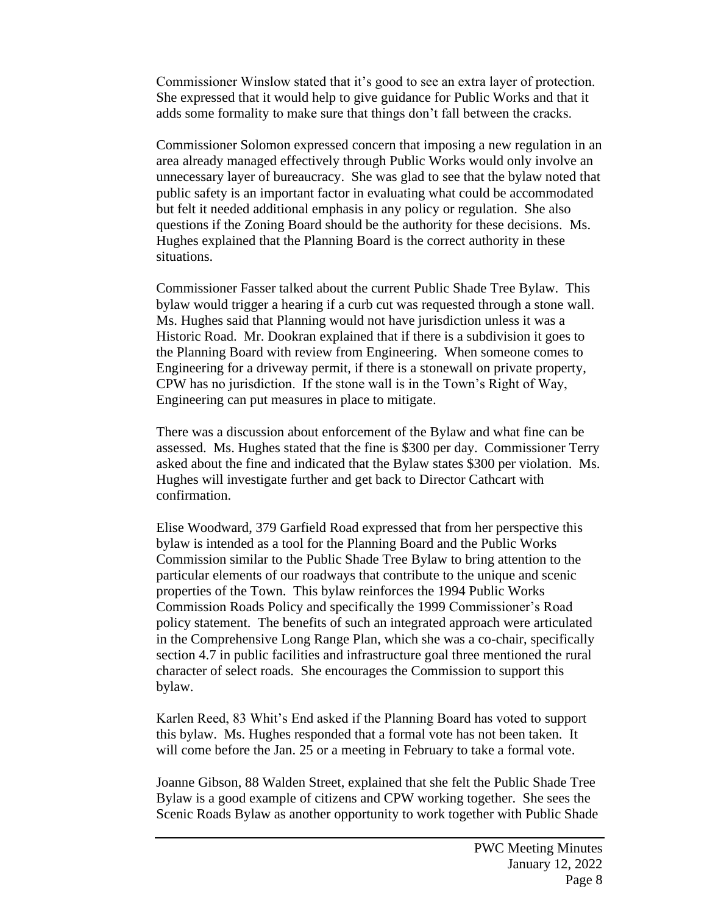Commissioner Winslow stated that it's good to see an extra layer of protection. She expressed that it would help to give guidance for Public Works and that it adds some formality to make sure that things don't fall between the cracks.

Commissioner Solomon expressed concern that imposing a new regulation in an area already managed effectively through Public Works would only involve an unnecessary layer of bureaucracy. She was glad to see that the bylaw noted that public safety is an important factor in evaluating what could be accommodated but felt it needed additional emphasis in any policy or regulation. She also questions if the Zoning Board should be the authority for these decisions. Ms. Hughes explained that the Planning Board is the correct authority in these situations.

Commissioner Fasser talked about the current Public Shade Tree Bylaw. This bylaw would trigger a hearing if a curb cut was requested through a stone wall. Ms. Hughes said that Planning would not have jurisdiction unless it was a Historic Road. Mr. Dookran explained that if there is a subdivision it goes to the Planning Board with review from Engineering. When someone comes to Engineering for a driveway permit, if there is a stonewall on private property, CPW has no jurisdiction. If the stone wall is in the Town's Right of Way, Engineering can put measures in place to mitigate.

There was a discussion about enforcement of the Bylaw and what fine can be assessed. Ms. Hughes stated that the fine is $300 per day. Commissioner Terry asked about the fine and indicated that the Bylaw states $300 per violation. Ms. Hughes will investigate further and get back to Director Cathcart with confirmation.

Elise Woodward, 379 Garfield Road expressed that from her perspective this bylaw is intended as a tool for the Planning Board and the Public Works Commission similar to the Public Shade Tree Bylaw to bring attention to the particular elements of our roadways that contribute to the unique and scenic properties of the Town. This bylaw reinforces the 1994 Public Works Commission Roads Policy and specifically the 1999 Commissioner's Road policy statement. The benefits of such an integrated approach were articulated in the Comprehensive Long Range Plan, which she was a co-chair, specifically section 4.7 in public facilities and infrastructure goal three mentioned the rural character of select roads. She encourages the Commission to support this bylaw.

Karlen Reed, 83 Whit's End asked if the Planning Board has voted to support this bylaw. Ms. Hughes responded that a formal vote has not been taken. It will come before the Jan. 25 or a meeting in February to take a formal vote.

Joanne Gibson, 88 Walden Street, explained that she felt the Public Shade Tree Bylaw is a good example of citizens and CPW working together. She sees the Scenic Roads Bylaw as another opportunity to work together with Public Shade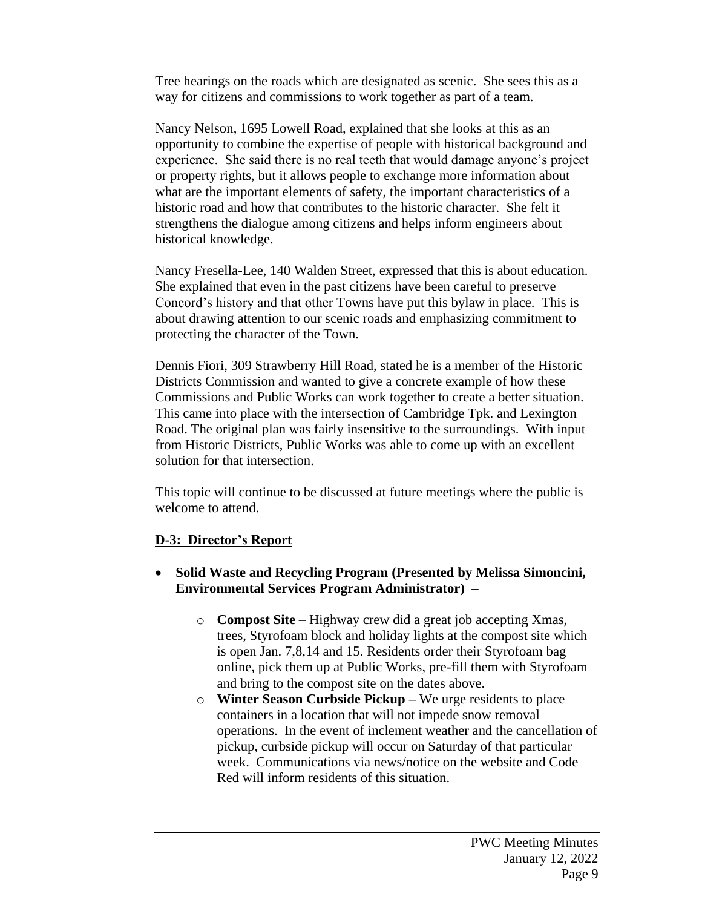Tree hearings on the roads which are designated as scenic. She sees this as a way for citizens and commissions to work together as part of a team.

Nancy Nelson, 1695 Lowell Road, explained that she looks at this as an opportunity to combine the expertise of people with historical background and experience. She said there is no real teeth that would damage anyone's project or property rights, but it allows people to exchange more information about what are the important elements of safety, the important characteristics of a historic road and how that contributes to the historic character. She felt it strengthens the dialogue among citizens and helps inform engineers about historical knowledge.

Nancy Fresella-Lee, 140 Walden Street, expressed that this is about education. She explained that even in the past citizens have been careful to preserve Concord's history and that other Towns have put this bylaw in place. This is about drawing attention to our scenic roads and emphasizing commitment to protecting the character of the Town.

Dennis Fiori, 309 Strawberry Hill Road, stated he is a member of the Historic Districts Commission and wanted to give a concrete example of how these Commissions and Public Works can work together to create a better situation. This came into place with the intersection of Cambridge Tpk. and Lexington Road. The original plan was fairly insensitive to the surroundings. With input from Historic Districts, Public Works was able to come up with an excellent solution for that intersection.

This topic will continue to be discussed at future meetings where the public is welcome to attend.

## D-3: Director's Report

- **Solid Waste and Recycling Program (Presented by Melissa Simoncini, Environmental Services Program Administrator) –**
    - **Compost Site** – Highway crew did a great job accepting Xmas, trees, Styrofoam block and holiday lights at the compost site which is open Jan. 7,8,14 and 15. Residents order their Styrofoam bag online, pick them up at Public Works, pre-fill them with Styrofoam and bring to the compost site on the dates above.
    - **Winter Season Curbside Pickup –** We urge residents to place containers in a location that will not impede snow removal operations. In the event of inclement weather and the cancellation of pickup, curbside pickup will occur on Saturday of that particular week. Communications via news/notice on the website and Code Red will inform residents of this situation.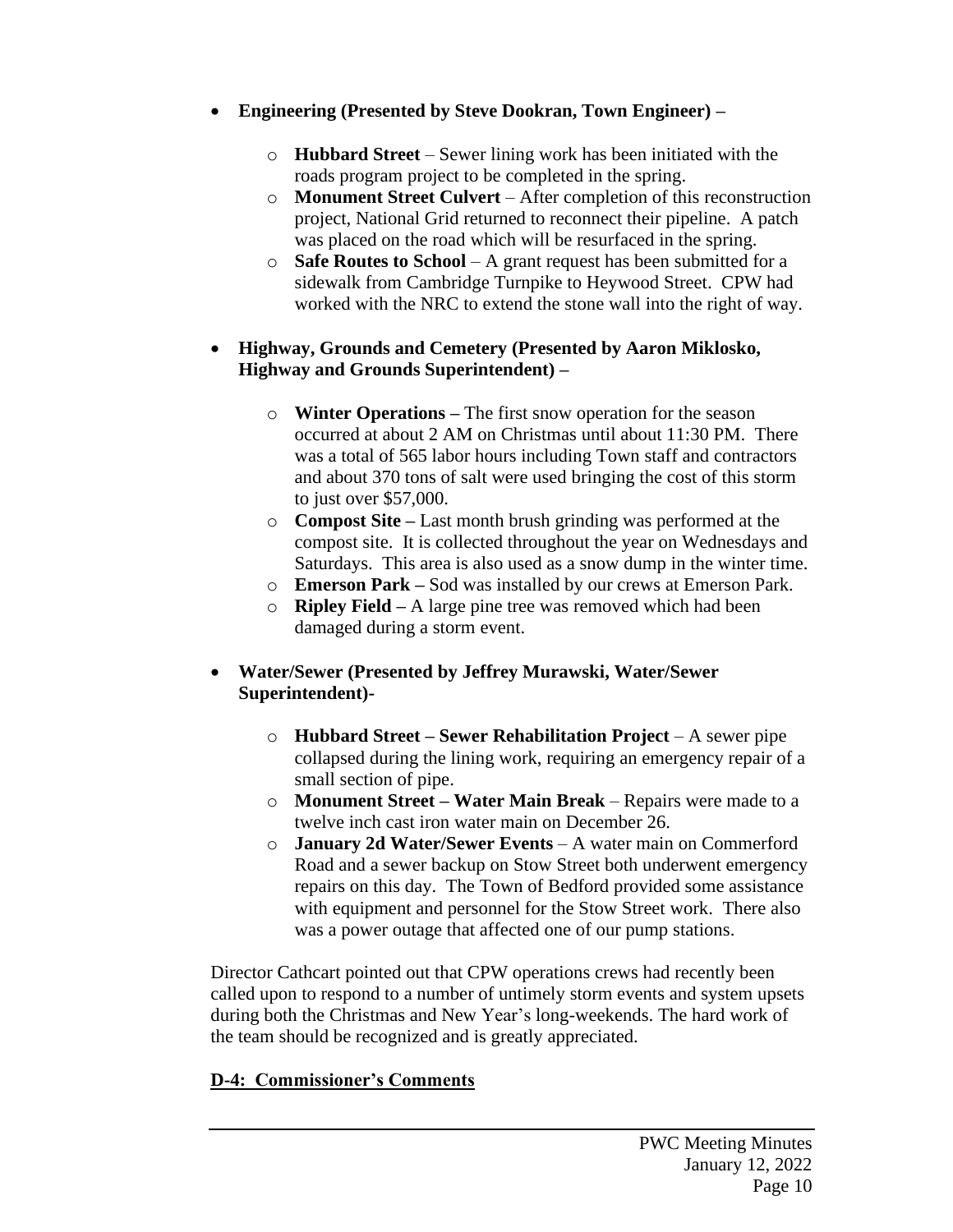- **Engineering (Presented by Steve Dookran, Town Engineer) –**
  - **Hubbard Street** – Sewer lining work has been initiated with the roads program project to be completed in the spring.
  - **Monument Street Culvert** – After completion of this reconstruction project, National Grid returned to reconnect their pipeline. A patch was placed on the road which will be resurfaced in the spring.
  - **Safe Routes to School** – A grant request has been submitted for a sidewalk from Cambridge Turnpike to Heywood Street. CPW had worked with the NRC to extend the stone wall into the right of way.

- **Highway, Grounds and Cemetery (Presented by Aaron Miklosko, Highway and Grounds Superintendent) –**
  - **Winter Operations –** The first snow operation for the season occurred at about 2 AM on Christmas until about 11:30 PM. There was a total of 565 labor hours including Town staff and contractors and about 370 tons of salt were used bringing the cost of this storm to just over $57,000.
  - **Compost Site –** Last month brush grinding was performed at the compost site. It is collected throughout the year on Wednesdays and Saturdays. This area is also used as a snow dump in the winter time.
  - **Emerson Park –** Sod was installed by our crews at Emerson Park.
  - **Ripley Field –** A large pine tree was removed which had been damaged during a storm event.

- **Water/Sewer (Presented by Jeffrey Murawski, Water/Sewer Superintendent)-**
  - **Hubbard Street – Sewer Rehabilitation Project** – A sewer pipe collapsed during the lining work, requiring an emergency repair of a small section of pipe.
  - **Monument Street – Water Main Break** – Repairs were made to a twelve inch cast iron water main on December 26.
  - **January 2d Water/Sewer Events** – A water main on Commerford Road and a sewer backup on Stow Street both underwent emergency repairs on this day. The Town of Bedford provided some assistance with equipment and personnel for the Stow Street work. There also was a power outage that affected one of our pump stations.

Director Cathcart pointed out that CPW operations crews had recently been called upon to respond to a number of untimely storm events and system upsets during both the Christmas and New Year's long-weekends. The hard work of the team should be recognized and is greatly appreciated.

## D-4: Commissioner's Comments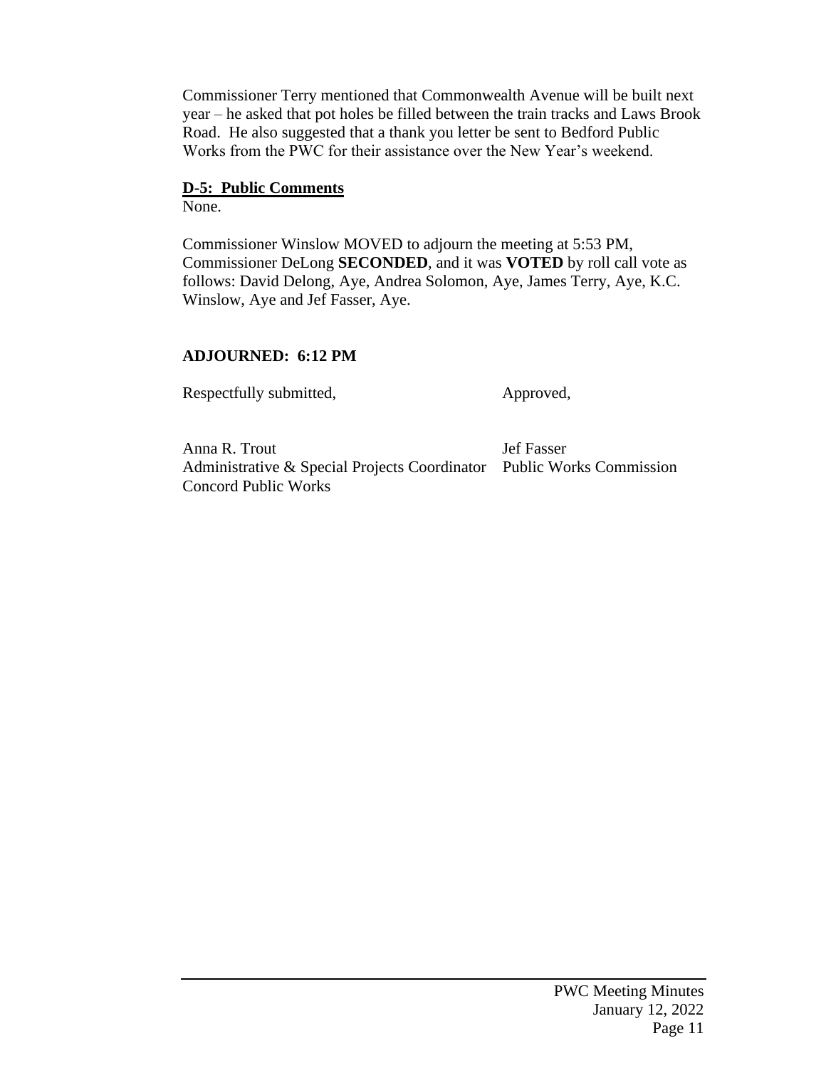Commissioner Terry mentioned that Commonwealth Avenue will be built next year – he asked that pot holes be filled between the train tracks and Laws Brook Road. He also suggested that a thank you letter be sent to Bedford Public Works from the PWC for their assistance over the New Year's weekend.

**D-5: Public Comments**

None.

Commissioner Winslow MOVED to adjourn the meeting at 5:53 PM, Commissioner DeLong **SECONDED**, and it was **VOTED** by roll call vote as follows: David Delong, Aye, Andrea Solomon, Aye, James Terry, Aye, K.C. Winslow, Aye and Jef Fasser, Aye.

**ADJOURNED: 6:12 PM**

Respectfully submitted,

Anna R. Trout
Administrative & Special Projects Coordinator
Concord Public Works

Approved,

Jef Fasser
Public Works Commission